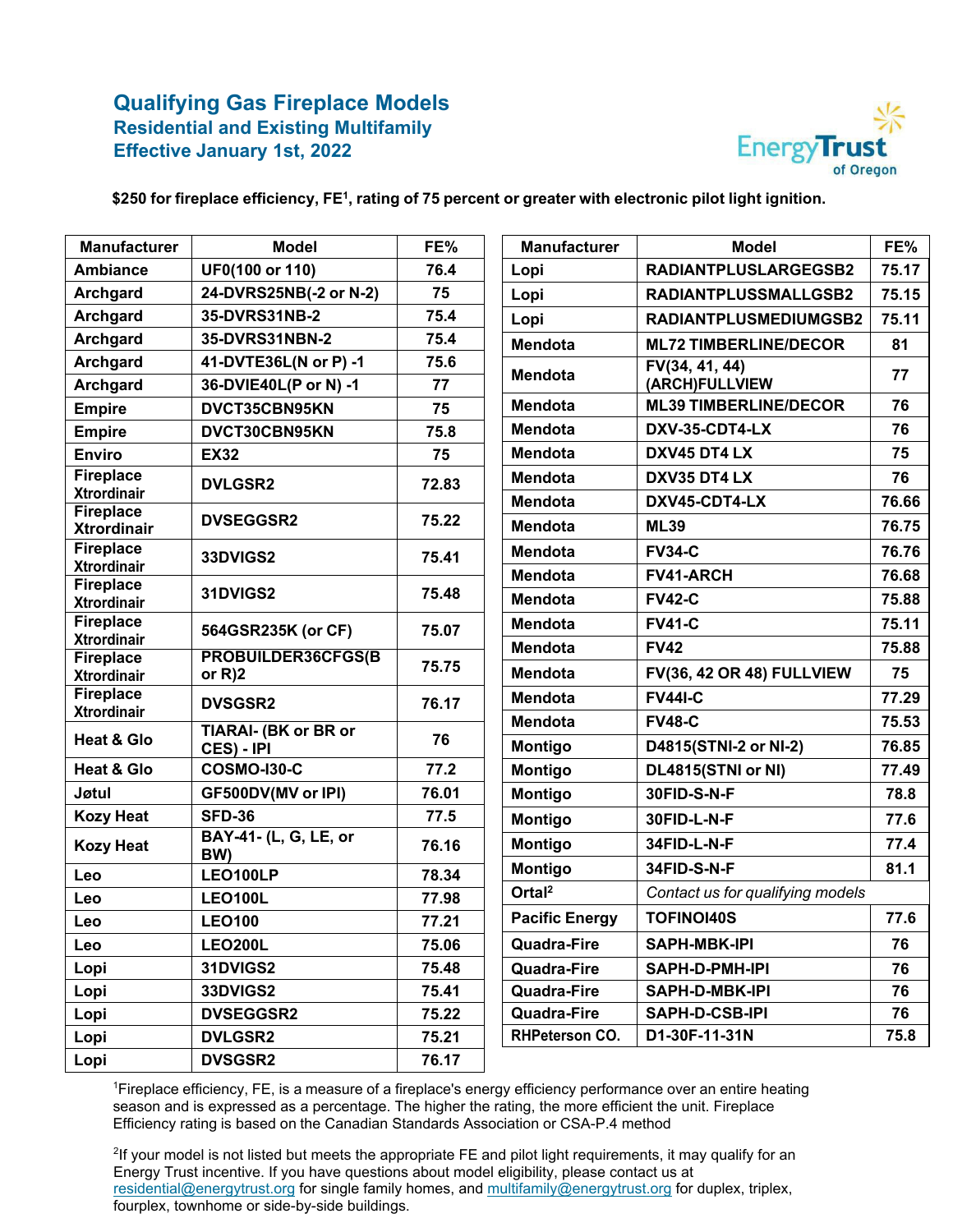# Qualifying Gas Fireplace Models

## Residential and Existing Multifamily

## Effective January 1st, 2022

**$250 for fireplace efficiency, FE[1], rating of 75 percent or greater with electronic pilot light ignition.**

| Manufacturer | Model | FE% |
|---|---|---|
| Ambiance | UF0(100 or 110) | 76.4 |
| Archgard | 24-DVRS25NB(-2 or N-2) | 75 |
| Archgard | 35-DVRS31NB-2 | 75.4 |
| Archgard | 35-DVRS31NBN-2 | 75.4 |
| Archgard | 41-DVTE36L(N or P) -1 | 75.6 |
| Archgard | 36-DVIE40L(P or N) -1 | 77 |
| Empire | DVCT35CBN95KN | 75 |
| Empire | DVCT30CBN95KN | 75.8 |
| Enviro | EX32 | 75 |
| Fireplace Xtrordinair | DVLGSR2 | 72.83 |
| Fireplace Xtrordinair | DVSEGGSR2 | 75.22 |
| Fireplace Xtrordinair | 33DVIGS2 | 75.41 |
| Fireplace Xtrordinair | 31DVIGS2 | 75.48 |
| Fireplace Xtrordinair | 564GSR235K (or CF) | 75.07 |
| Fireplace Xtrordinair | PROBUILDER36CFGS(B or R)2 | 75.75 |
| Fireplace Xtrordinair | DVSGSR2 | 76.17 |
| Heat & Glo | TIARAI- (BK or BR or CES) - IPI | 76 |
| Heat & Glo | COSMO-I30-C | 77.2 |
| Jøtul | GF500DV(MV or IPI) | 76.01 |
| Kozy Heat | SFD-36 | 77.5 |
| Kozy Heat | BAY-41- (L, G, LE, or BW) | 76.16 |
| Leo | LEO100LP | 78.34 |
| Leo | LEO100L | 77.98 |
| Leo | LEO100 | 77.21 |
| Leo | LEO200L | 75.06 |
| Lopi | 31DVIGS2 | 75.48 |
| Lopi | 33DVIGS2 | 75.41 |
| Lopi | DVSEGGSR2 | 75.22 |
| Lopi | DVLGSR2 | 75.21 |
| Lopi | DVSGSR2 | 76.17 |
| Lopi | RADIANTPLUSLARGEGSB2 | 75.17 |
| Lopi | RADIANTPLUSSMALLGSB2 | 75.15 |
| Lopi | RADIANTPLUSMEDIUMGSB2 | 75.11 |
| Mendota | ML72 TIMBERLINE/DECOR | 81 |
| Mendota | FV(34, 41, 44) (ARCH)FULLVIEW | 77 |
| Mendota | ML39 TIMBERLINE/DECOR | 76 |
| Mendota | DXV-35-CDT4-LX | 76 |
| Mendota | DXV45 DT4 LX | 75 |
| Mendota | DXV35 DT4 LX | 76 |
| Mendota | DXV45-CDT4-LX | 76.66 |
| Mendota | ML39 | 76.75 |
| Mendota | FV34-C | 76.76 |
| Mendota | FV41-ARCH | 76.68 |
| Mendota | FV42-C | 75.88 |
| Mendota | FV41-C | 75.11 |
| Mendota | FV42 | 75.88 |
| Mendota | FV(36, 42 OR 48) FULLVIEW | 75 |
| Mendota | FV44I-C | 77.29 |
| Mendota | FV48-C | 75.53 |
| Montigo | D4815(STNI-2 or NI-2) | 76.85 |
| Montigo | DL4815(STNI or NI) | 77.49 |
| Montigo | 30FID-S-N-F | 78.8 |
| Montigo | 30FID-L-N-F | 77.6 |
| Montigo | 34FID-L-N-F | 77.4 |
| Montigo | 34FID-S-N-F | 81.1 |
| Ortal[2] | *Contact us for qualifying models* | |
| Pacific Energy | TOFINOI40S | 77.6 |
| Quadra-Fire | SAPH-MBK-IPI | 76 |
| Quadra-Fire | SAPH-D-PMH-IPI | 76 |
| Quadra-Fire | SAPH-D-MBK-IPI | 76 |
| Quadra-Fire | SAPH-D-CSB-IPI | 76 |
| RHPeterson CO. | D1-30F-11-31N | 75.8 |

[1]Fireplace efficiency, FE, is a measure of a fireplace's energy efficiency performance over an entire heating season and is expressed as a percentage. The higher the rating, the more efficient the unit. Fireplace Efficiency rating is based on the Canadian Standards Association or CSA-P.4 method

[2]If your model is not listed but meets the appropriate FE and pilot light requirements, it may qualify for an Energy Trust incentive. If you have questions about model eligibility, please contact us at residential@energytrust.org for single family homes, and multifamily@energytrust.org for duplex, triplex, fourplex, townhome or side-by-side buildings.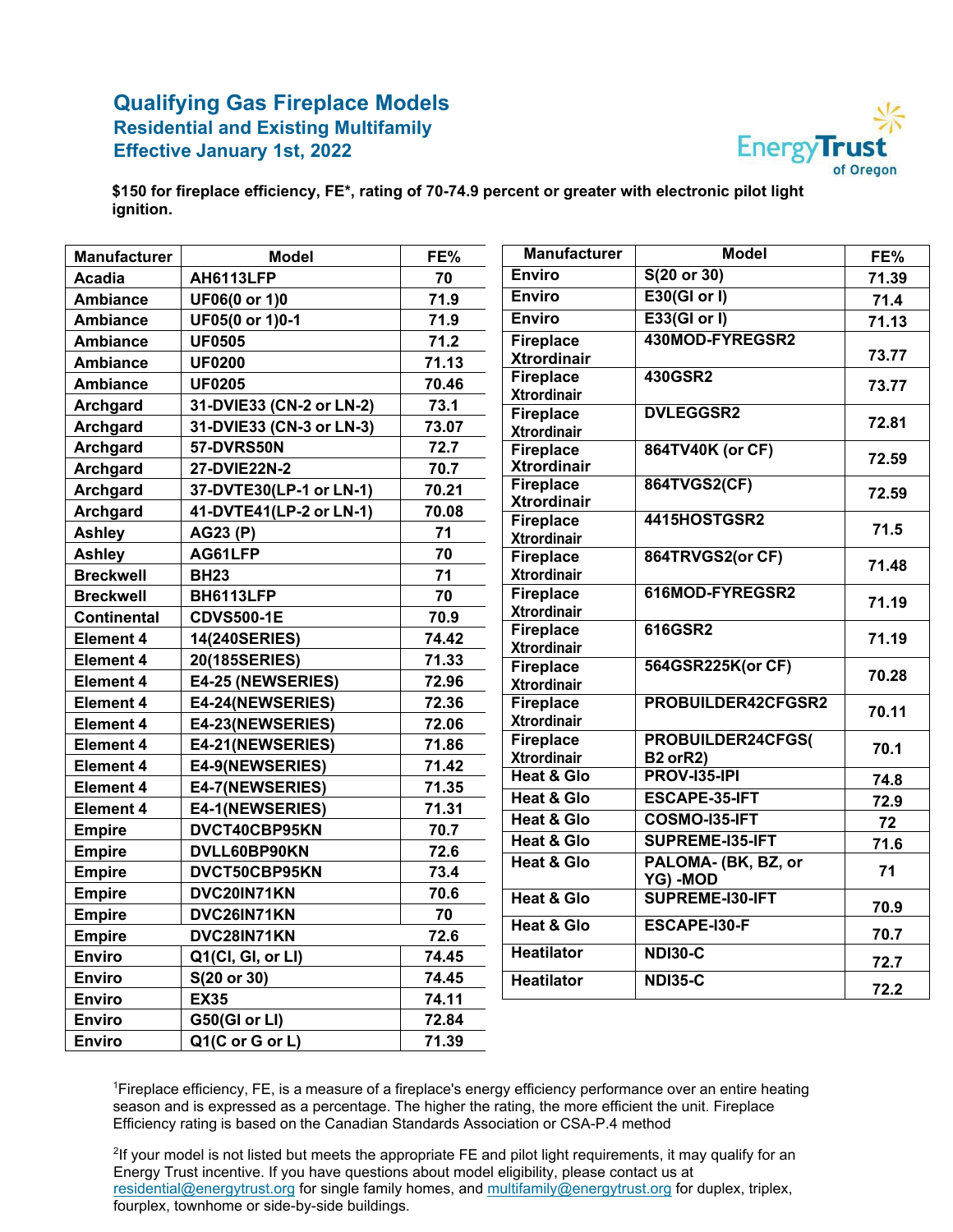# Qualifying Gas Fireplace Models

## Residential and Existing Multifamily

## Effective January 1st, 2022

**$150 for fireplace efficiency, FE\*, rating of 70-74.9 percent or greater with electronic pilot light ignition.**

| Manufacturer | Model | FE% |
|---|---|---|
| Acadia | AH6113LFP | 70 |
| Ambiance | UF06(0 or 1)0 | 71.9 |
| Ambiance | UF05(0 or 1)0-1 | 71.9 |
| Ambiance | UF0505 | 71.2 |
| Ambiance | UF0200 | 71.13 |
| Ambiance | UF0205 | 70.46 |
| Archgard | 31-DVIE33 (CN-2 or LN-2) | 73.1 |
| Archgard | 31-DVIE33 (CN-3 or LN-3) | 73.07 |
| Archgard | 57-DVRS50N | 72.7 |
| Archgard | 27-DVIE22N-2 | 70.7 |
| Archgard | 37-DVTE30(LP-1 or LN-1) | 70.21 |
| Archgard | 41-DVTE41(LP-2 or LN-1) | 70.08 |
| Ashley | AG23 (P) | 71 |
| Ashley | AG61LFP | 70 |
| Breckwell | BH23 | 71 |
| Breckwell | BH6113LFP | 70 |
| Continental | CDVS500-1E | 70.9 |
| Element 4 | 14(240SERIES) | 74.42 |
| Element 4 | 20(185SERIES) | 71.33 |
| Element 4 | E4-25 (NEWSERIES) | 72.96 |
| Element 4 | E4-24(NEWSERIES) | 72.36 |
| Element 4 | E4-23(NEWSERIES) | 72.06 |
| Element 4 | E4-21(NEWSERIES) | 71.86 |
| Element 4 | E4-9(NEWSERIES) | 71.42 |
| Element 4 | E4-7(NEWSERIES) | 71.35 |
| Element 4 | E4-1(NEWSERIES) | 71.31 |
| Empire | DVCT40CBP95KN | 70.7 |
| Empire | DVLL60BP90KN | 72.6 |
| Empire | DVCT50CBP95KN | 73.4 |
| Empire | DVC20IN71KN | 70.6 |
| Empire | DVC26IN71KN | 70 |
| Empire | DVC28IN71KN | 72.6 |
| Enviro | Q1(CI, GI, or LI) | 74.45 |
| Enviro | S(20 or 30) | 74.45 |
| Enviro | EX35 | 74.11 |
| Enviro | G50(GI or LI) | 72.84 |
| Enviro | Q1(C or G or L) | 71.39 |
| Enviro | S(20 or 30) | 71.39 |
| Enviro | E30(GI or I) | 71.4 |
| Enviro | E33(GI or I) | 71.13 |
| Fireplace Xtrordinair | 430MOD-FYREGSR2 | 73.77 |
| Fireplace Xtrordinair | 430GSR2 | 73.77 |
| Fireplace Xtrordinair | DVLEGGSR2 | 72.81 |
| Fireplace Xtrordinair | 864TV40K (or CF) | 72.59 |
| Fireplace Xtrordinair | 864TVGS2(CF) | 72.59 |
| Fireplace Xtrordinair | 4415HOSTGSR2 | 71.5 |
| Fireplace Xtrordinair | 864TRVGS2(or CF) | 71.48 |
| Fireplace Xtrordinair | 616MOD-FYREGSR2 | 71.19 |
| Fireplace Xtrordinair | 616GSR2 | 71.19 |
| Fireplace Xtrordinair | 564GSR225K(or CF) | 70.28 |
| Fireplace Xtrordinair | PROBUILDER42CFGSR2 | 70.11 |
| Fireplace Xtrordinair | PROBUILDER24CFGS(B2 orR2) | 70.1 |
| Heat & Glo | PROV-I35-IPI | 74.8 |
| Heat & Glo | ESCAPE-35-IFT | 72.9 |
| Heat & Glo | COSMO-I35-IFT | 72 |
| Heat & Glo | SUPREME-I35-IFT | 71.6 |
| Heat & Glo | PALOMA- (BK, BZ, or YG) -MOD | 71 |
| Heat & Glo | SUPREME-I30-IFT | 70.9 |
| Heat & Glo | ESCAPE-I30-F | 70.7 |
| Heatilator | NDI30-C | 72.7 |
| Heatilator | NDI35-C | 72.2 |

[1]Fireplace efficiency, FE, is a measure of a fireplace's energy efficiency performance over an entire heating season and is expressed as a percentage. The higher the rating, the more efficient the unit. Fireplace Efficiency rating is based on the Canadian Standards Association or CSA-P.4 method

[2]If your model is not listed but meets the appropriate FE and pilot light requirements, it may qualify for an Energy Trust incentive. If you have questions about model eligibility, please contact us at residential@energytrust.org for single family homes, and multifamily@energytrust.org for duplex, triplex, fourplex, townhome or side-by-side buildings.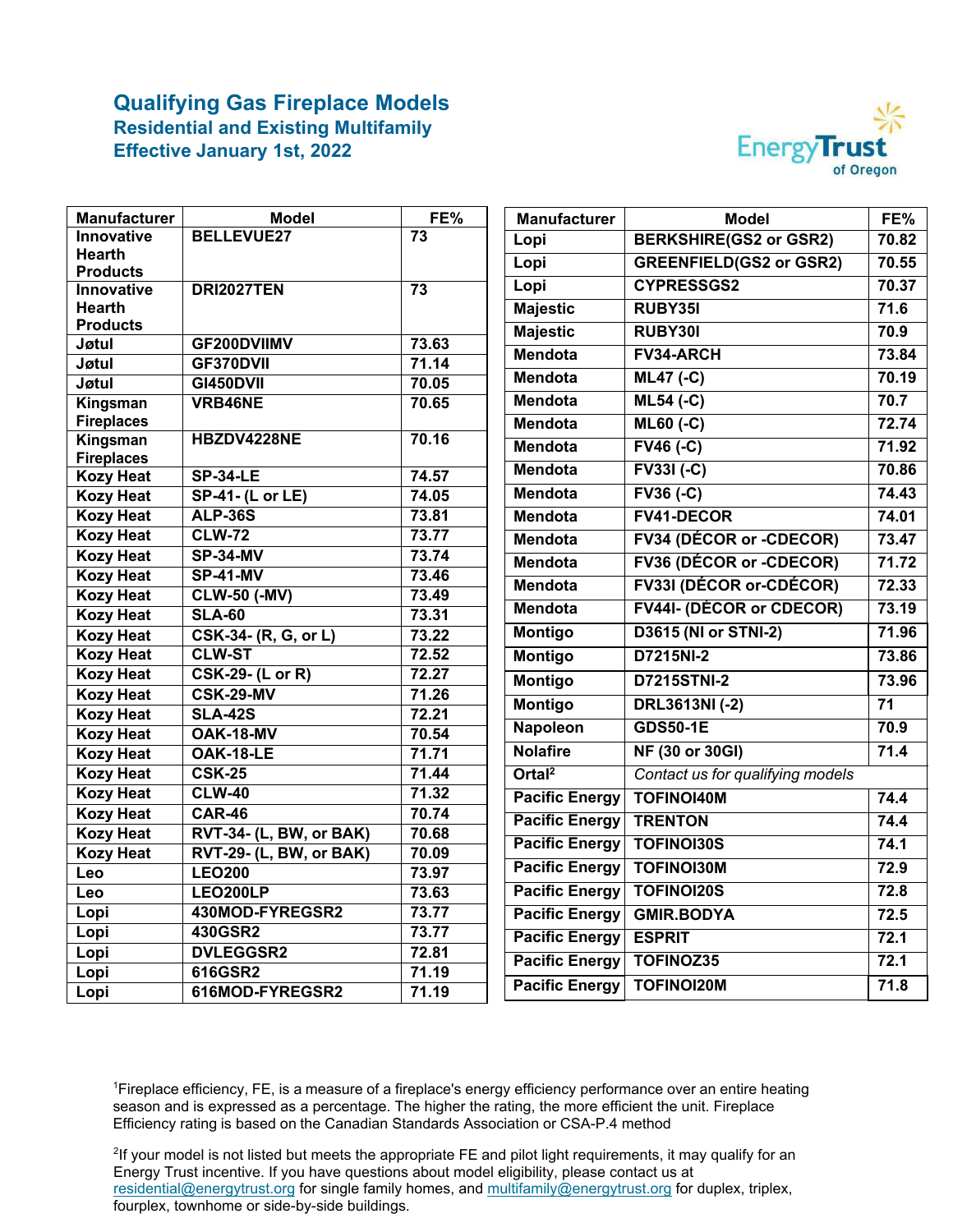# Qualifying Gas Fireplace Models

## Residential and Existing Multifamily

## Effective January 1st, 2022

| Manufacturer | Model | FE% |
|---|---|---|
| Innovative Hearth Products | BELLEVUE27 | 73 |
| Innovative Hearth Products | DRI2027TEN | 73 |
| Jøtul | GF200DVIIMV | 73.63 |
| Jøtul | GF370DVII | 71.14 |
| Jøtul | GI450DVII | 70.05 |
| Kingsman Fireplaces | VRB46NE | 70.65 |
| Kingsman Fireplaces | HBZDV4228NE | 70.16 |
| Kozy Heat | SP-34-LE | 74.57 |
| Kozy Heat | SP-41- (L or LE) | 74.05 |
| Kozy Heat | ALP-36S | 73.81 |
| Kozy Heat | CLW-72 | 73.77 |
| Kozy Heat | SP-34-MV | 73.74 |
| Kozy Heat | SP-41-MV | 73.46 |
| Kozy Heat | CLW-50 (-MV) | 73.49 |
| Kozy Heat | SLA-60 | 73.31 |
| Kozy Heat | CSK-34- (R, G, or L) | 73.22 |
| Kozy Heat | CLW-ST | 72.52 |
| Kozy Heat | CSK-29- (L or R) | 72.27 |
| Kozy Heat | CSK-29-MV | 71.26 |
| Kozy Heat | SLA-42S | 72.21 |
| Kozy Heat | OAK-18-MV | 70.54 |
| Kozy Heat | OAK-18-LE | 71.71 |
| Kozy Heat | CSK-25 | 71.44 |
| Kozy Heat | CLW-40 | 71.32 |
| Kozy Heat | CAR-46 | 70.74 |
| Kozy Heat | RVT-34- (L, BW, or BAK) | 70.68 |
| Kozy Heat | RVT-29- (L, BW, or BAK) | 70.09 |
| Leo | LEO200 | 73.97 |
| Leo | LEO200LP | 73.63 |
| Lopi | 430MOD-FYREGSR2 | 73.77 |
| Lopi | 430GSR2 | 73.77 |
| Lopi | DVLEGGSR2 | 72.81 |
| Lopi | 616GSR2 | 71.19 |
| Lopi | 616MOD-FYREGSR2 | 71.19 |
| Lopi | BERKSHIRE(GS2 or GSR2) | 70.82 |
| Lopi | GREENFIELD(GS2 or GSR2) | 70.55 |
| Lopi | CYPRESSGS2 | 70.37 |
| Majestic | RUBY35I | 71.6 |
| Majestic | RUBY30I | 70.9 |
| Mendota | FV34-ARCH | 73.84 |
| Mendota | ML47 (-C) | 70.19 |
| Mendota | ML54 (-C) | 70.7 |
| Mendota | ML60 (-C) | 72.74 |
| Mendota | FV46 (-C) | 71.92 |
| Mendota | FV33I (-C) | 70.86 |
| Mendota | FV36 (-C) | 74.43 |
| Mendota | FV41-DECOR | 74.01 |
| Mendota | FV34 (DÉCOR or -CDECOR) | 73.47 |
| Mendota | FV36 (DÉCOR or -CDECOR) | 71.72 |
| Mendota | FV33I (DÉCOR or-CDÉCOR) | 72.33 |
| Mendota | FV44I- (DÉCOR or CDECOR) | 73.19 |
| Montigo | D3615 (NI or STNI-2) | 71.96 |
| Montigo | D7215NI-2 | 73.86 |
| Montigo | D7215STNI-2 | 73.96 |
| Montigo | DRL3613NI (-2) | 71 |
| Napoleon | GDS50-1E | 70.9 |
| Nolafire | NF (30 or 30GI) | 71.4 |
| Ortal[2] | *Contact us for qualifying models* | |
| Pacific Energy | TOFINOI40M | 74.4 |
| Pacific Energy | TRENTON | 74.4 |
| Pacific Energy | TOFINOI30S | 74.1 |
| Pacific Energy | TOFINOI30M | 72.9 |
| Pacific Energy | TOFINOI20S | 72.8 |
| Pacific Energy | GMIR.BODYA | 72.5 |
| Pacific Energy | ESPRIT | 72.1 |
| Pacific Energy | TOFINOZ35 | 72.1 |
| Pacific Energy | TOFINOI20M | 71.8 |

[1]Fireplace efficiency, FE, is a measure of a fireplace's energy efficiency performance over an entire heating season and is expressed as a percentage. The higher the rating, the more efficient the unit. Fireplace Efficiency rating is based on the Canadian Standards Association or CSA-P.4 method

[2]If your model is not listed but meets the appropriate FE and pilot light requirements, it may qualify for an Energy Trust incentive. If you have questions about model eligibility, please contact us at residential@energytrust.org for single family homes, and multifamily@energytrust.org for duplex, triplex, fourplex, townhome or side-by-side buildings.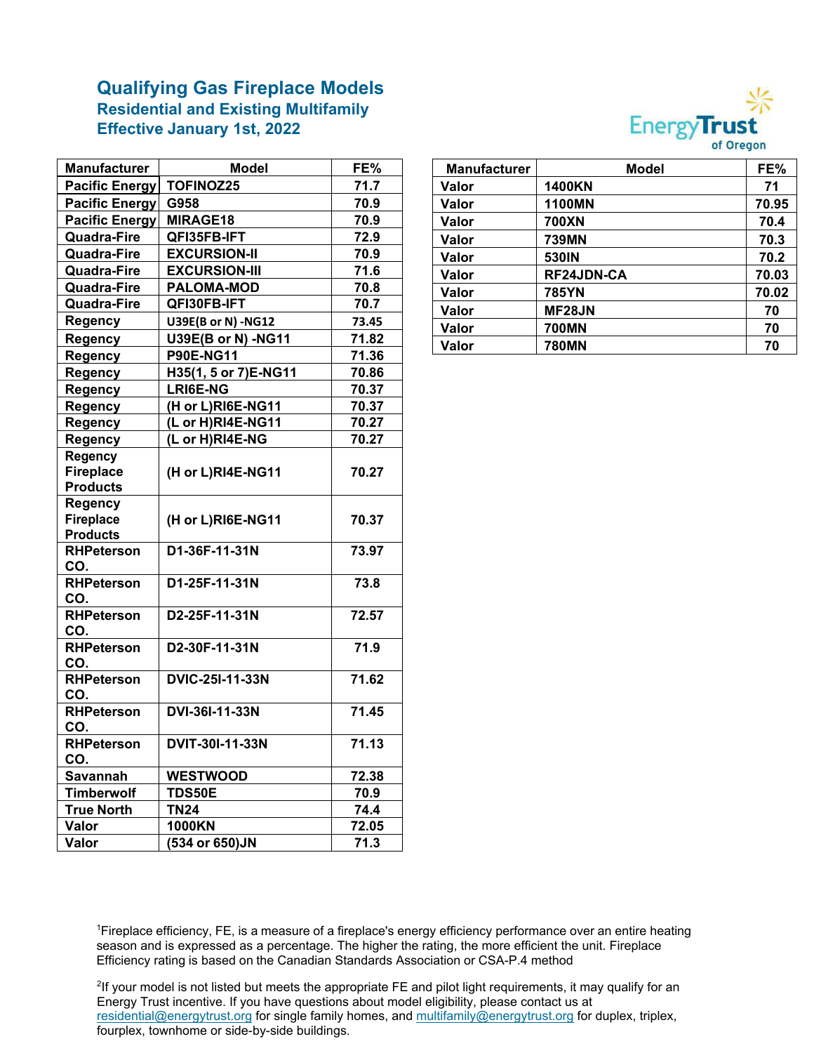# Qualifying Gas Fireplace Models

## Residential and Existing Multifamily

## Effective January 1st, 2022

| Manufacturer | Model | FE% |
|---|---|---|
| Pacific Energy | TOFINOZ25 | 71.7 |
| Pacific Energy | G958 | 70.9 |
| Pacific Energy | MIRAGE18 | 70.9 |
| Quadra-Fire | QFI35FB-IFT | 72.9 |
| Quadra-Fire | EXCURSION-II | 70.9 |
| Quadra-Fire | EXCURSION-III | 71.6 |
| Quadra-Fire | PALOMA-MOD | 70.8 |
| Quadra-Fire | QFI30FB-IFT | 70.7 |
| Regency | U39E(B or N) -NG12 | 73.45 |
| Regency | U39E(B or N) -NG11 | 71.82 |
| Regency | P90E-NG11 | 71.36 |
| Regency | H35(1, 5 or 7)E-NG11 | 70.86 |
| Regency | LRI6E-NG | 70.37 |
| Regency | (H or L)RI6E-NG11 | 70.37 |
| Regency | (L or H)RI4E-NG11 | 70.27 |
| Regency | (L or H)RI4E-NG | 70.27 |
| Regency Fireplace Products | (H or L)RI4E-NG11 | 70.27 |
| Regency Fireplace Products | (H or L)RI6E-NG11 | 70.37 |
| RHPeterson CO. | D1-36F-11-31N | 73.97 |
| RHPeterson CO. | D1-25F-11-31N | 73.8 |
| RHPeterson CO. | D2-25F-11-31N | 72.57 |
| RHPeterson CO. | D2-30F-11-31N | 71.9 |
| RHPeterson CO. | DVIC-25I-11-33N | 71.62 |
| RHPeterson CO. | DVI-36I-11-33N | 71.45 |
| RHPeterson CO. | DVIT-30I-11-33N | 71.13 |
| Savannah | WESTWOOD | 72.38 |
| Timberwolf | TDS50E | 70.9 |
| True North | TN24 | 74.4 |
| Valor | 1000KN | 72.05 |
| Valor | (534 or 650)JN | 71.3 |

| Manufacturer | Model | FE% |
|---|---|---|
| Valor | 1400KN | 71 |
| Valor | 1100MN | 70.95 |
| Valor | 700XN | 70.4 |
| Valor | 739MN | 70.3 |
| Valor | 530IN | 70.2 |
| Valor | RF24JDN-CA | 70.03 |
| Valor | 785YN | 70.02 |
| Valor | MF28JN | 70 |
| Valor | 700MN | 70 |
| Valor | 780MN | 70 |

[1]Fireplace efficiency, FE, is a measure of a fireplace's energy efficiency performance over an entire heating season and is expressed as a percentage. The higher the rating, the more efficient the unit. Fireplace Efficiency rating is based on the Canadian Standards Association or CSA-P.4 method

[2]If your model is not listed but meets the appropriate FE and pilot light requirements, it may qualify for an Energy Trust incentive. If you have questions about model eligibility, please contact us at residential@energytrust.org for single family homes, and multifamily@energytrust.org for duplex, triplex, fourplex, townhome or side-by-side buildings.